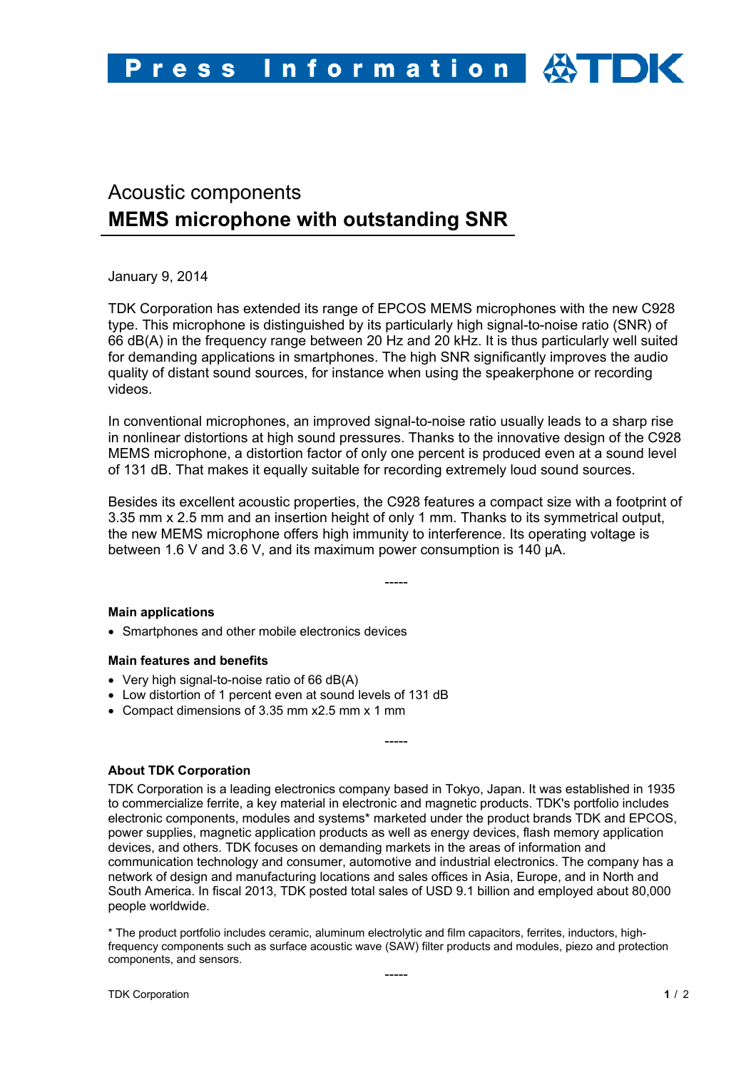# Press Information

## Acoustic components

# MEMS microphone with outstanding SNR

January 9, 2014

TDK Corporation has extended its range of EPCOS MEMS microphones with the new C928 type. This microphone is distinguished by its particularly high signal-to-noise ratio (SNR) of 66 dB(A) in the frequency range between 20 Hz and 20 kHz. It is thus particularly well suited for demanding applications in smartphones. The high SNR significantly improves the audio quality of distant sound sources, for instance when using the speakerphone or recording videos.

In conventional microphones, an improved signal-to-noise ratio usually leads to a sharp rise in nonlinear distortions at high sound pressures. Thanks to the innovative design of the C928 MEMS microphone, a distortion factor of only one percent is produced even at a sound level of 131 dB. That makes it equally suitable for recording extremely loud sound sources.

Besides its excellent acoustic properties, the C928 features a compact size with a footprint of 3.35 mm x 2.5 mm and an insertion height of only 1 mm. Thanks to its symmetrical output, the new MEMS microphone offers high immunity to interference. Its operating voltage is between 1.6 V and 3.6 V, and its maximum power consumption is 140 µA.

-----

**Main applications**

- Smartphones and other mobile electronics devices

**Main features and benefits**

- Very high signal-to-noise ratio of 66 dB(A)
- Low distortion of 1 percent even at sound levels of 131 dB
- Compact dimensions of 3.35 mm x2.5 mm x 1 mm

-----

**About TDK Corporation**

TDK Corporation is a leading electronics company based in Tokyo, Japan. It was established in 1935 to commercialize ferrite, a key material in electronic and magnetic products. TDK's portfolio includes electronic components, modules and systems* marketed under the product brands TDK and EPCOS, power supplies, magnetic application products as well as energy devices, flash memory application devices, and others. TDK focuses on demanding markets in the areas of information and communication technology and consumer, automotive and industrial electronics. The company has a network of design and manufacturing locations and sales offices in Asia, Europe, and in North and South America. In fiscal 2013, TDK posted total sales of USD 9.1 billion and employed about 80,000 people worldwide.

* The product portfolio includes ceramic, aluminum electrolytic and film capacitors, ferrites, inductors, high-frequency components such as surface acoustic wave (SAW) filter products and modules, piezo and protection components, and sensors.

-----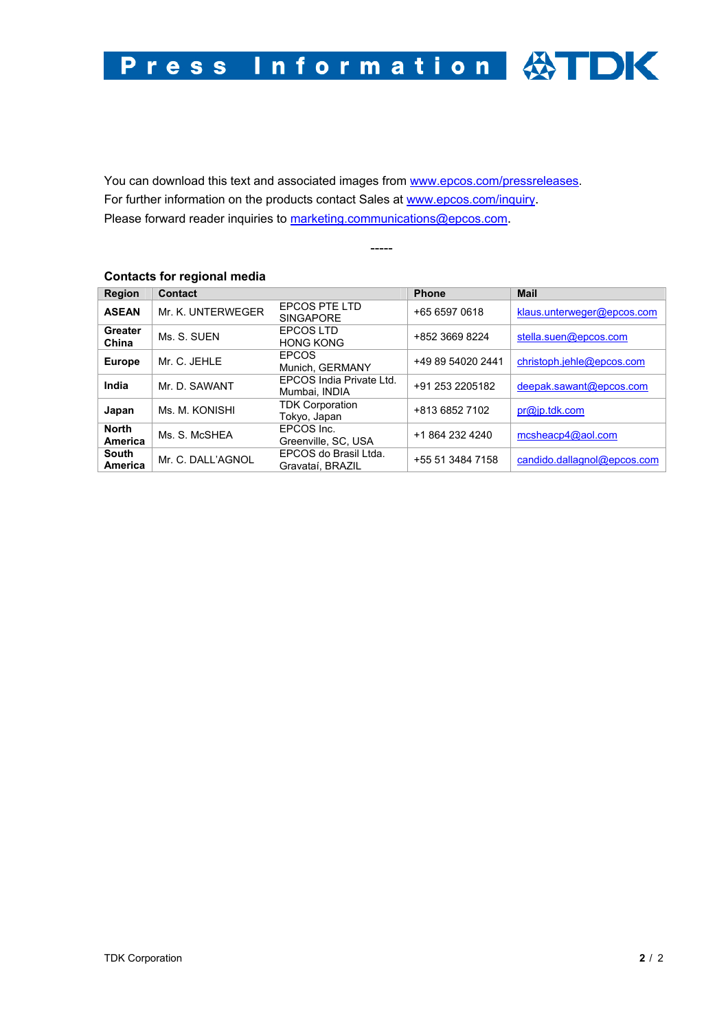You can download this text and associated images from www.epcos.com/pressreleases.
For further information on the products contact Sales at www.epcos.com/inquiry.
Please forward reader inquiries to marketing.communications@epcos.com.

-----

**Contacts for regional media**

| Region | Contact | | Phone | Mail |
|---|---|---|---|---|
| **ASEAN** | Mr. K. UNTERWEGER | EPCOS PTE LTD SINGAPORE | +65 6597 0618 | klaus.unterweger@epcos.com |
| **Greater China** | Ms. S. SUEN | EPCOS LTD HONG KONG | +852 3669 8224 | stella.suen@epcos.com |
| **Europe** | Mr. C. JEHLE | EPCOS Munich, GERMANY | +49 89 54020 2441 | christoph.jehle@epcos.com |
| **India** | Mr. D. SAWANT | EPCOS India Private Ltd. Mumbai, INDIA | +91 253 2205182 | deepak.sawant@epcos.com |
| **Japan** | Ms. M. KONISHI | TDK Corporation Tokyo, Japan | +813 6852 7102 | pr@jp.tdk.com |
| **North America** | Ms. S. McSHEA | EPCOS Inc. Greenville, SC, USA | +1 864 232 4240 | mcsheacp4@aol.com |
| **South America** | Mr. C. DALL'AGNOL | EPCOS do Brasil Ltda. Gravataí, BRAZIL | +55 51 3484 7158 | candido.dallagnol@epcos.com |